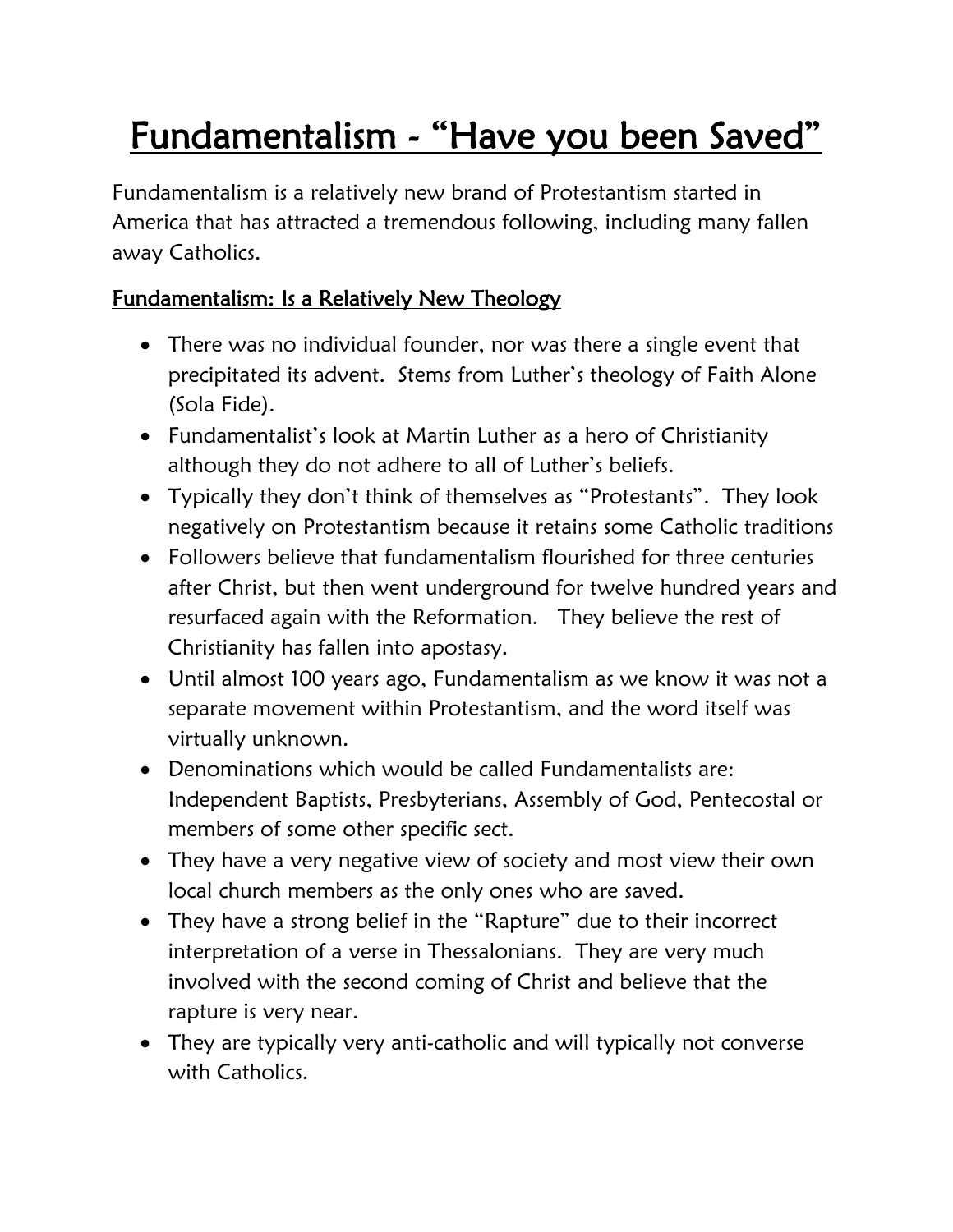# Fundamentalism - “Have you been Saved”

Fundamentalism is a relatively new brand of Protestantism started in America that has attracted a tremendous following, including many fallen away Catholics.

## Fundamentalism: Is a Relatively New Theology

- There was no individual founder, nor was there a single event that precipitated its advent. Stems from Luther’s theology of Faith Alone (Sola Fide).
- Fundamentalist’s look at Martin Luther as a hero of Christianity although they do not adhere to all of Luther’s beliefs.
- Typically they don’t think of themselves as “Protestants”. They look negatively on Protestantism because it retains some Catholic traditions
- Followers believe that fundamentalism flourished for three centuries after Christ, but then went underground for twelve hundred years and resurfaced again with the Reformation. They believe the rest of Christianity has fallen into apostasy.
- Until almost 100 years ago, Fundamentalism as we know it was not a separate movement within Protestantism, and the word itself was virtually unknown.
- Denominations which would be called Fundamentalists are: Independent Baptists, Presbyterians, Assembly of God, Pentecostal or members of some other specific sect.
- They have a very negative view of society and most view their own local church members as the only ones who are saved.
- They have a strong belief in the “Rapture” due to their incorrect interpretation of a verse in Thessalonians. They are very much involved with the second coming of Christ and believe that the rapture is very near.
- They are typically very anti-catholic and will typically not converse with Catholics.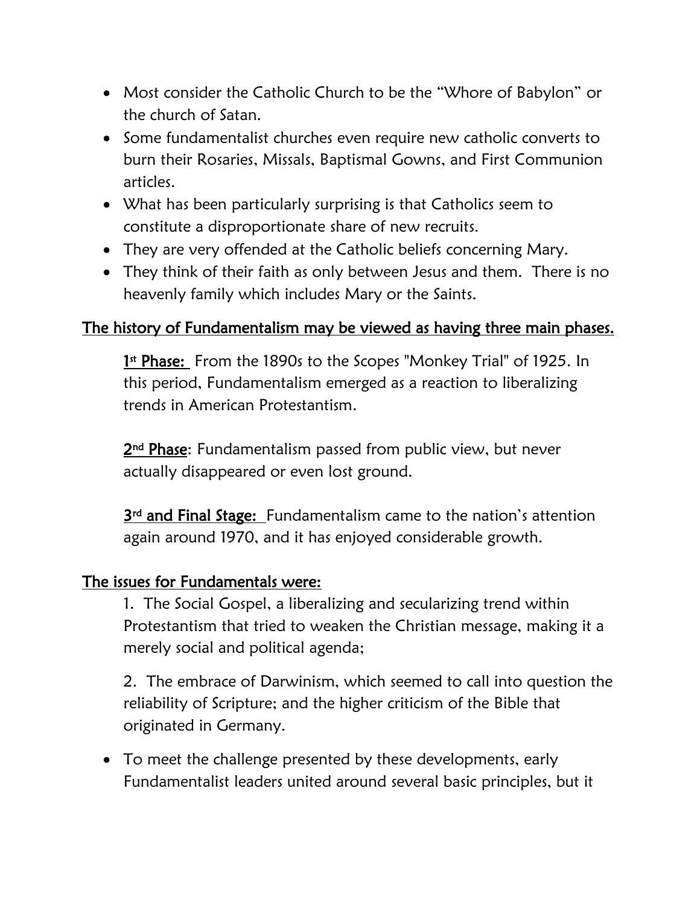- Most consider the Catholic Church to be the "Whore of Babylon" or the church of Satan.
- Some fundamentalist churches even require new catholic converts to burn their Rosaries, Missals, Baptismal Gowns, and First Communion articles.
- What has been particularly surprising is that Catholics seem to constitute a disproportionate share of new recruits.
- They are very offended at the Catholic beliefs concerning Mary.
- They think of their faith as only between Jesus and them. There is no heavenly family which includes Mary or the Saints.

## The history of Fundamentalism may be viewed as having three main phases.

**1st Phase:** From the 1890s to the Scopes "Monkey Trial" of 1925. In this period, Fundamentalism emerged as a reaction to liberalizing trends in American Protestantism.

**2nd Phase**: Fundamentalism passed from public view, but never actually disappeared or even lost ground.

**3rd and Final Stage:** Fundamentalism came to the nation's attention again around 1970, and it has enjoyed considerable growth.

## The issues for Fundamentals were:

1. The Social Gospel, a liberalizing and secularizing trend within Protestantism that tried to weaken the Christian message, making it a merely social and political agenda;

2. The embrace of Darwinism, which seemed to call into question the reliability of Scripture; and the higher criticism of the Bible that originated in Germany.

- To meet the challenge presented by these developments, early Fundamentalist leaders united around several basic principles, but it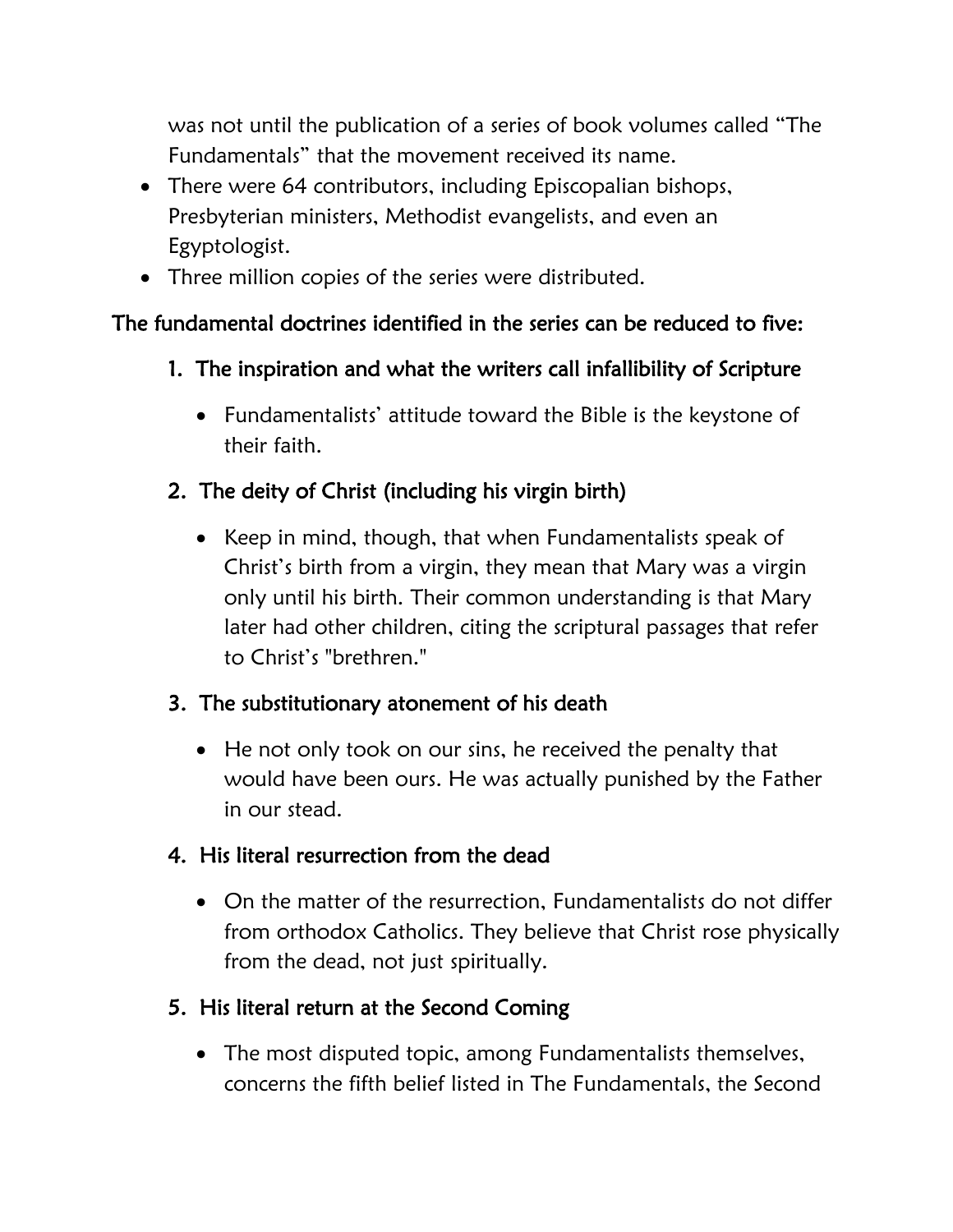was not until the publication of a series of book volumes called "The Fundamentals" that the movement received its name.

- There were 64 contributors, including Episcopalian bishops, Presbyterian ministers, Methodist evangelists, and even an Egyptologist.
- Three million copies of the series were distributed.

**The fundamental doctrines identified in the series can be reduced to five:**

1. **The inspiration and what the writers call infallibility of Scripture**
   - Fundamentalists' attitude toward the Bible is the keystone of their faith.

2. **The deity of Christ (including his virgin birth)**
   - Keep in mind, though, that when Fundamentalists speak of Christ's birth from a virgin, they mean that Mary was a virgin only until his birth. Their common understanding is that Mary later had other children, citing the scriptural passages that refer to Christ's "brethren."

3. **The substitutionary atonement of his death**
   - He not only took on our sins, he received the penalty that would have been ours. He was actually punished by the Father in our stead.

4. **His literal resurrection from the dead**
   - On the matter of the resurrection, Fundamentalists do not differ from orthodox Catholics. They believe that Christ rose physically from the dead, not just spiritually.

5. **His literal return at the Second Coming**
   - The most disputed topic, among Fundamentalists themselves, concerns the fifth belief listed in The Fundamentals, the Second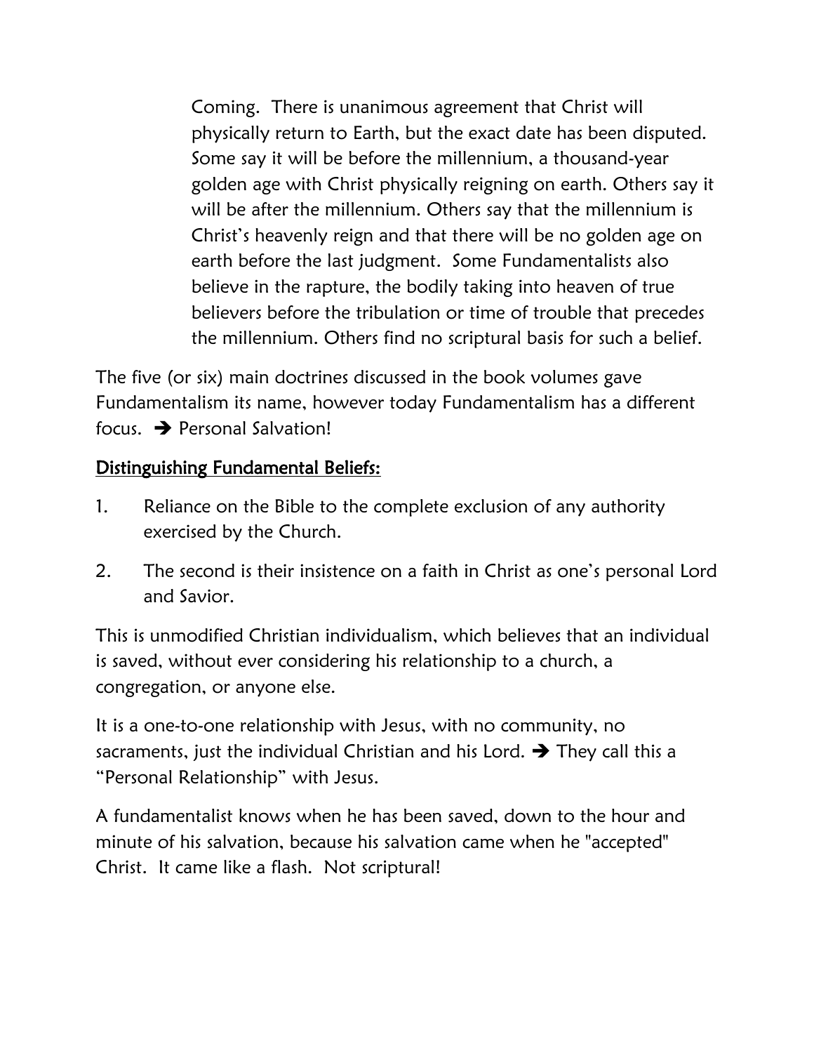Coming. There is unanimous agreement that Christ will physically return to Earth, but the exact date has been disputed. Some say it will be before the millennium, a thousand-year golden age with Christ physically reigning on earth. Others say it will be after the millennium. Others say that the millennium is Christ's heavenly reign and that there will be no golden age on earth before the last judgment. Some Fundamentalists also believe in the rapture, the bodily taking into heaven of true believers before the tribulation or time of trouble that precedes the millennium. Others find no scriptural basis for such a belief.

The five (or six) main doctrines discussed in the book volumes gave Fundamentalism its name, however today Fundamentalism has a different focus. ➔ Personal Salvation!

## Distinguishing Fundamental Beliefs:

1. Reliance on the Bible to the complete exclusion of any authority exercised by the Church.
2. The second is their insistence on a faith in Christ as one's personal Lord and Savior.

This is unmodified Christian individualism, which believes that an individual is saved, without ever considering his relationship to a church, a congregation, or anyone else.

It is a one-to-one relationship with Jesus, with no community, no sacraments, just the individual Christian and his Lord. ➔ They call this a "Personal Relationship" with Jesus.

A fundamentalist knows when he has been saved, down to the hour and minute of his salvation, because his salvation came when he "accepted" Christ. It came like a flash. Not scriptural!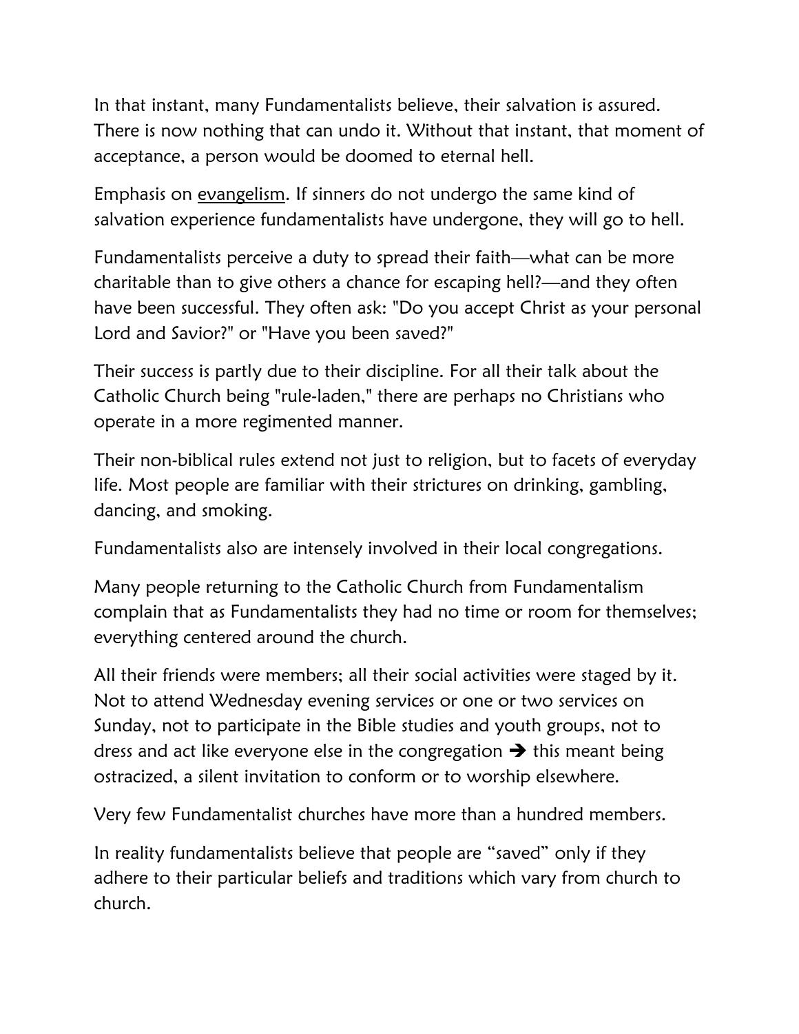In that instant, many Fundamentalists believe, their salvation is assured. There is now nothing that can undo it. Without that instant, that moment of acceptance, a person would be doomed to eternal hell.

Emphasis on evangelism. If sinners do not undergo the same kind of salvation experience fundamentalists have undergone, they will go to hell.

Fundamentalists perceive a duty to spread their faith—what can be more charitable than to give others a chance for escaping hell?—and they often have been successful. They often ask: "Do you accept Christ as your personal Lord and Savior?" or "Have you been saved?"

Their success is partly due to their discipline. For all their talk about the Catholic Church being "rule-laden," there are perhaps no Christians who operate in a more regimented manner.

Their non-biblical rules extend not just to religion, but to facets of everyday life. Most people are familiar with their strictures on drinking, gambling, dancing, and smoking.

Fundamentalists also are intensely involved in their local congregations.

Many people returning to the Catholic Church from Fundamentalism complain that as Fundamentalists they had no time or room for themselves; everything centered around the church.

All their friends were members; all their social activities were staged by it. Not to attend Wednesday evening services or one or two services on Sunday, not to participate in the Bible studies and youth groups, not to dress and act like everyone else in the congregation ➔ this meant being ostracized, a silent invitation to conform or to worship elsewhere.

Very few Fundamentalist churches have more than a hundred members.

In reality fundamentalists believe that people are "saved" only if they adhere to their particular beliefs and traditions which vary from church to church.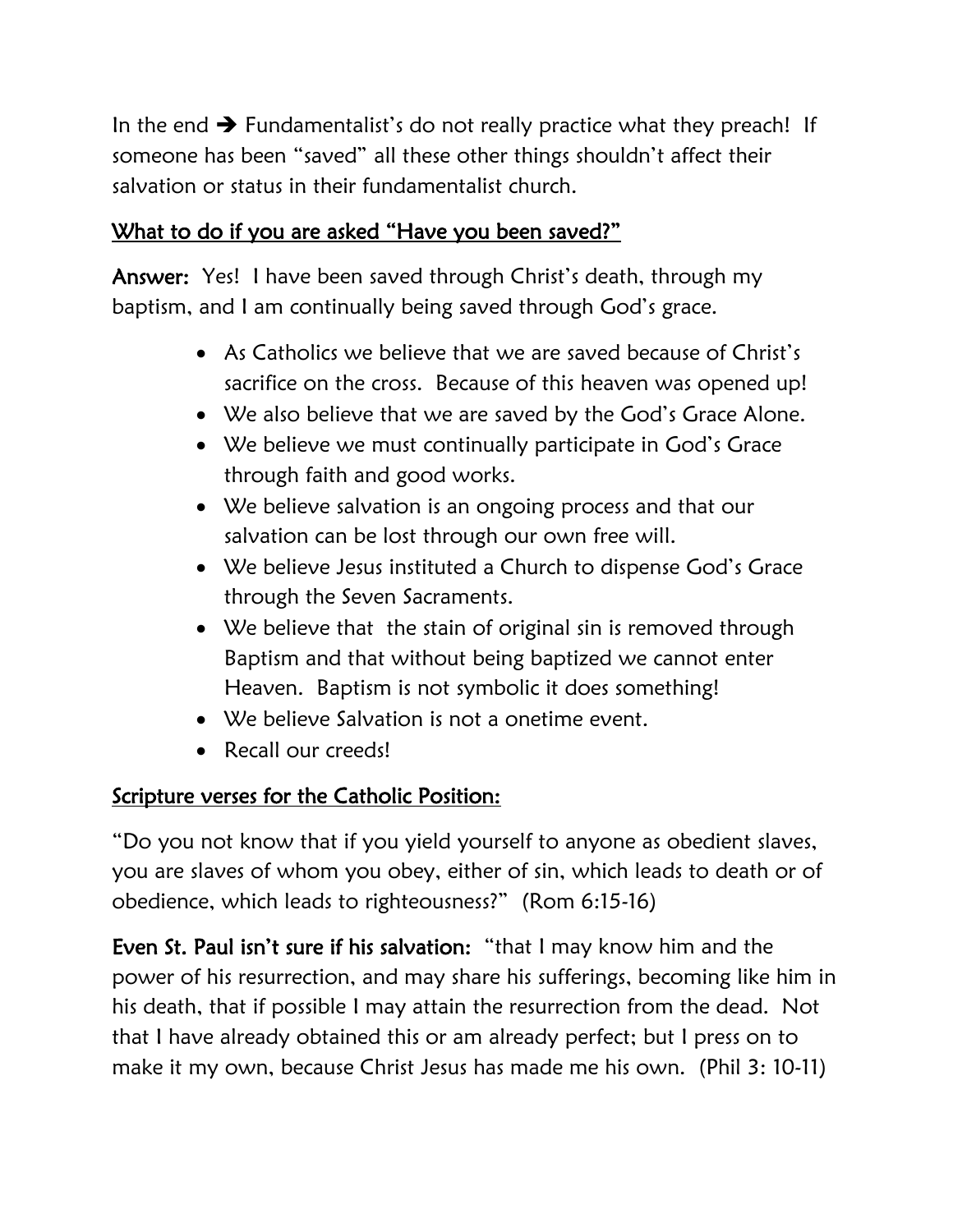In the end ➔ Fundamentalist's do not really practice what they preach! If someone has been "saved" all these other things shouldn't affect their salvation or status in their fundamentalist church.

<u>What to do if you are asked "Have you been saved?"</u>

**Answer:** Yes! I have been saved through Christ's death, through my baptism, and I am continually being saved through God's grace.

- As Catholics we believe that we are saved because of Christ's sacrifice on the cross. Because of this heaven was opened up!
- We also believe that we are saved by the God's Grace Alone.
- We believe we must continually participate in God's Grace through faith and good works.
- We believe salvation is an ongoing process and that our salvation can be lost through our own free will.
- We believe Jesus instituted a Church to dispense God's Grace through the Seven Sacraments.
- We believe that the stain of original sin is removed through Baptism and that without being baptized we cannot enter Heaven. Baptism is not symbolic it does something!
- We believe Salvation is not a onetime event.
- Recall our creeds!

<u>Scripture verses for the Catholic Position:</u>

"Do you not know that if you yield yourself to anyone as obedient slaves, you are slaves of whom you obey, either of sin, which leads to death or of obedience, which leads to righteousness?" (Rom 6:15-16)

**Even St. Paul isn't sure if his salvation:** "that I may know him and the power of his resurrection, and may share his sufferings, becoming like him in his death, that if possible I may attain the resurrection from the dead. Not that I have already obtained this or am already perfect; but I press on to make it my own, because Christ Jesus has made me his own. (Phil 3: 10-11)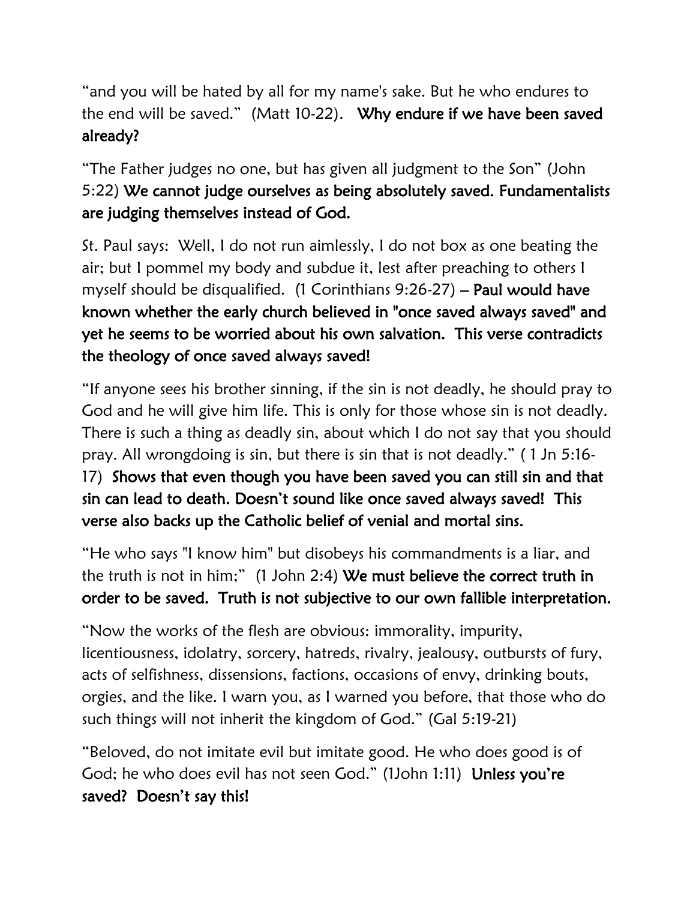"and you will be hated by all for my name's sake. But he who endures to the end will be saved." (Matt 10-22). **Why endure if we have been saved already?**

"The Father judges no one, but has given all judgment to the Son" (John 5:22) **We cannot judge ourselves as being absolutely saved. Fundamentalists are judging themselves instead of God.**

St. Paul says: Well, I do not run aimlessly, I do not box as one beating the air; but I pommel my body and subdue it, lest after preaching to others I myself should be disqualified. (1 Corinthians 9:26-27) – **Paul would have known whether the early church believed in "once saved always saved" and yet he seems to be worried about his own salvation. This verse contradicts the theology of once saved always saved!**

"If anyone sees his brother sinning, if the sin is not deadly, he should pray to God and he will give him life. This is only for those whose sin is not deadly. There is such a thing as deadly sin, about which I do not say that you should pray. All wrongdoing is sin, but there is sin that is not deadly." ( 1 Jn 5:16-17) **Shows that even though you have been saved you can still sin and that sin can lead to death. Doesn't sound like once saved always saved! This verse also backs up the Catholic belief of venial and mortal sins.**

"He who says "I know him" but disobeys his commandments is a liar, and the truth is not in him;" (1 John 2:4) **We must believe the correct truth in order to be saved. Truth is not subjective to our own fallible interpretation.**

"Now the works of the flesh are obvious: immorality, impurity, licentiousness, idolatry, sorcery, hatreds, rivalry, jealousy, outbursts of fury, acts of selfishness, dissensions, factions, occasions of envy, drinking bouts, orgies, and the like. I warn you, as I warned you before, that those who do such things will not inherit the kingdom of God." (Gal 5:19-21)

"Beloved, do not imitate evil but imitate good. He who does good is of God; he who does evil has not seen God." (1John 1:11) **Unless you're saved? Doesn't say this!**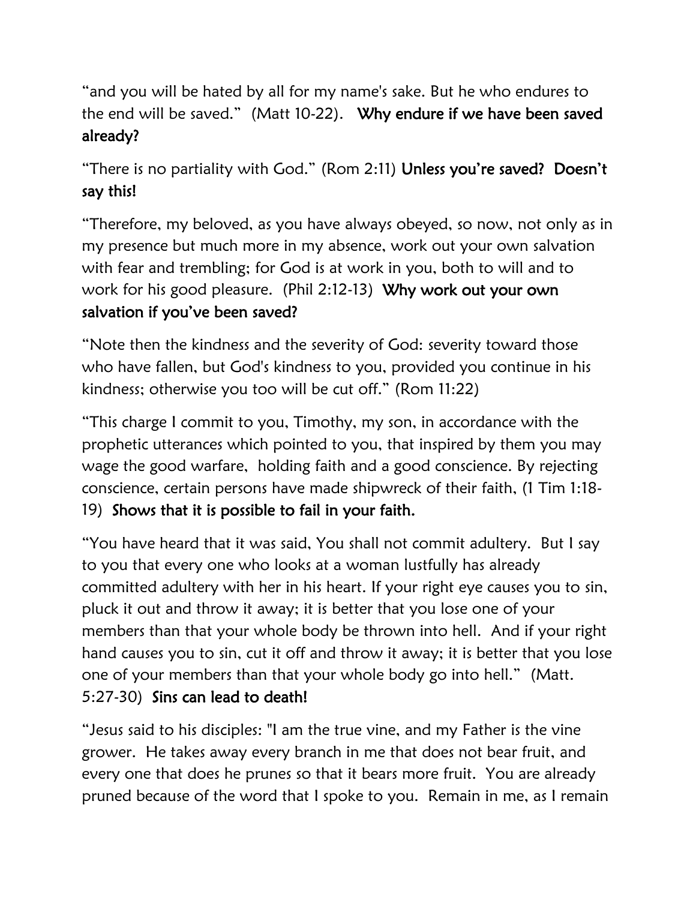"and you will be hated by all for my name's sake. But he who endures to the end will be saved." (Matt 10-22). **Why endure if we have been saved already?**

"There is no partiality with God." (Rom 2:11) **Unless you're saved? Doesn't say this!**

"Therefore, my beloved, as you have always obeyed, so now, not only as in my presence but much more in my absence, work out your own salvation with fear and trembling; for God is at work in you, both to will and to work for his good pleasure. (Phil 2:12-13) **Why work out your own salvation if you've been saved?**

"Note then the kindness and the severity of God: severity toward those who have fallen, but God's kindness to you, provided you continue in his kindness; otherwise you too will be cut off." (Rom 11:22)

"This charge I commit to you, Timothy, my son, in accordance with the prophetic utterances which pointed to you, that inspired by them you may wage the good warfare, holding faith and a good conscience. By rejecting conscience, certain persons have made shipwreck of their faith, (1 Tim 1:18-19) **Shows that it is possible to fail in your faith.**

"You have heard that it was said, You shall not commit adultery. But I say to you that every one who looks at a woman lustfully has already committed adultery with her in his heart. If your right eye causes you to sin, pluck it out and throw it away; it is better that you lose one of your members than that your whole body be thrown into hell. And if your right hand causes you to sin, cut it off and throw it away; it is better that you lose one of your members than that your whole body go into hell." (Matt. 5:27-30) **Sins can lead to death!**

"Jesus said to his disciples: "I am the true vine, and my Father is the vine grower. He takes away every branch in me that does not bear fruit, and every one that does he prunes so that it bears more fruit. You are already pruned because of the word that I spoke to you. Remain in me, as I remain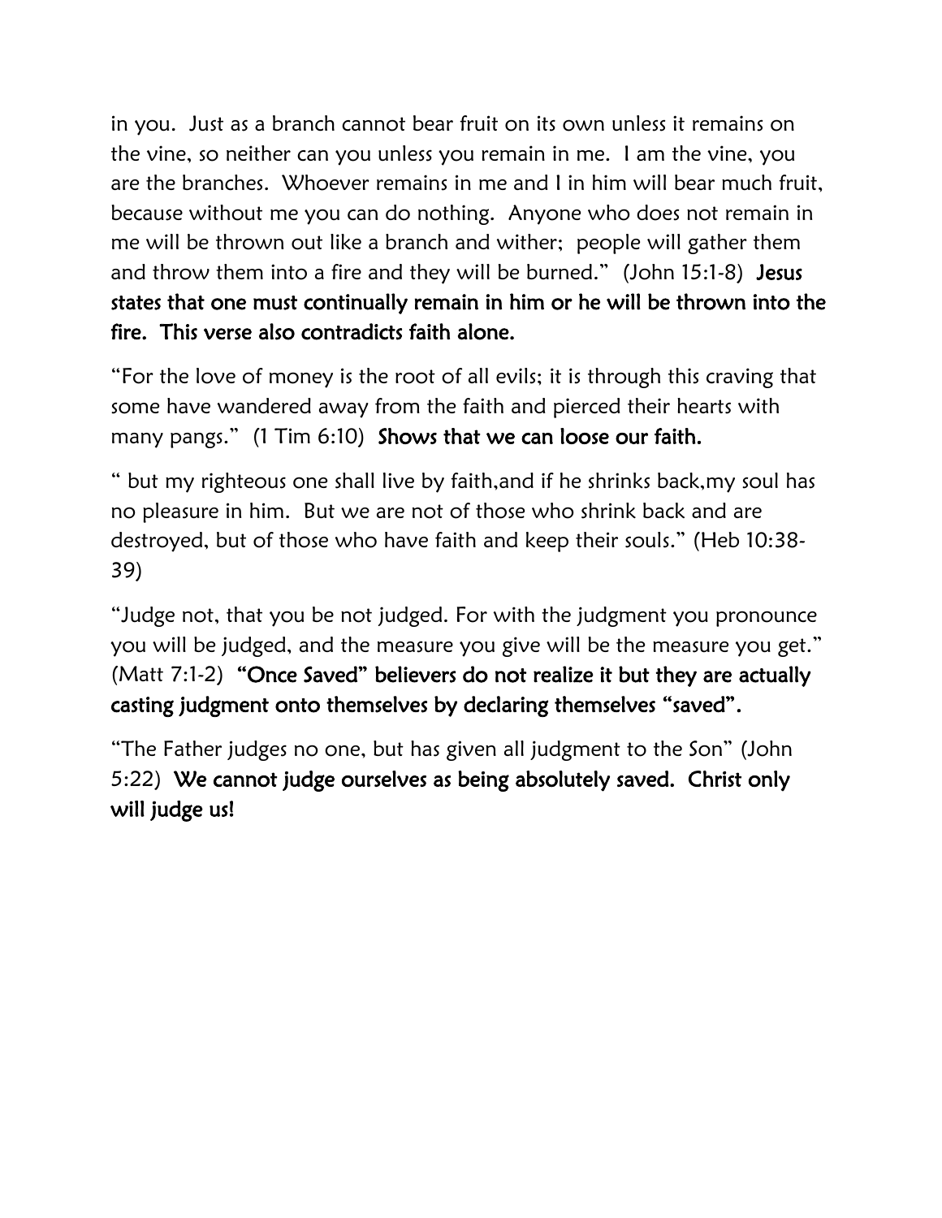in you. Just as a branch cannot bear fruit on its own unless it remains on the vine, so neither can you unless you remain in me. I am the vine, you are the branches. Whoever remains in me and I in him will bear much fruit, because without me you can do nothing. Anyone who does not remain in me will be thrown out like a branch and wither; people will gather them and throw them into a fire and they will be burned." (John 15:1-8) **Jesus states that one must continually remain in him or he will be thrown into the fire. This verse also contradicts faith alone.**

"For the love of money is the root of all evils; it is through this craving that some have wandered away from the faith and pierced their hearts with many pangs." (1 Tim 6:10) **Shows that we can loose our faith.**

" but my righteous one shall live by faith,and if he shrinks back,my soul has no pleasure in him. But we are not of those who shrink back and are destroyed, but of those who have faith and keep their souls." (Heb 10:38-39)

"Judge not, that you be not judged. For with the judgment you pronounce you will be judged, and the measure you give will be the measure you get." (Matt 7:1-2) **"Once Saved" believers do not realize it but they are actually casting judgment onto themselves by declaring themselves "saved".**

"The Father judges no one, but has given all judgment to the Son" (John 5:22) **We cannot judge ourselves as being absolutely saved. Christ only will judge us!**